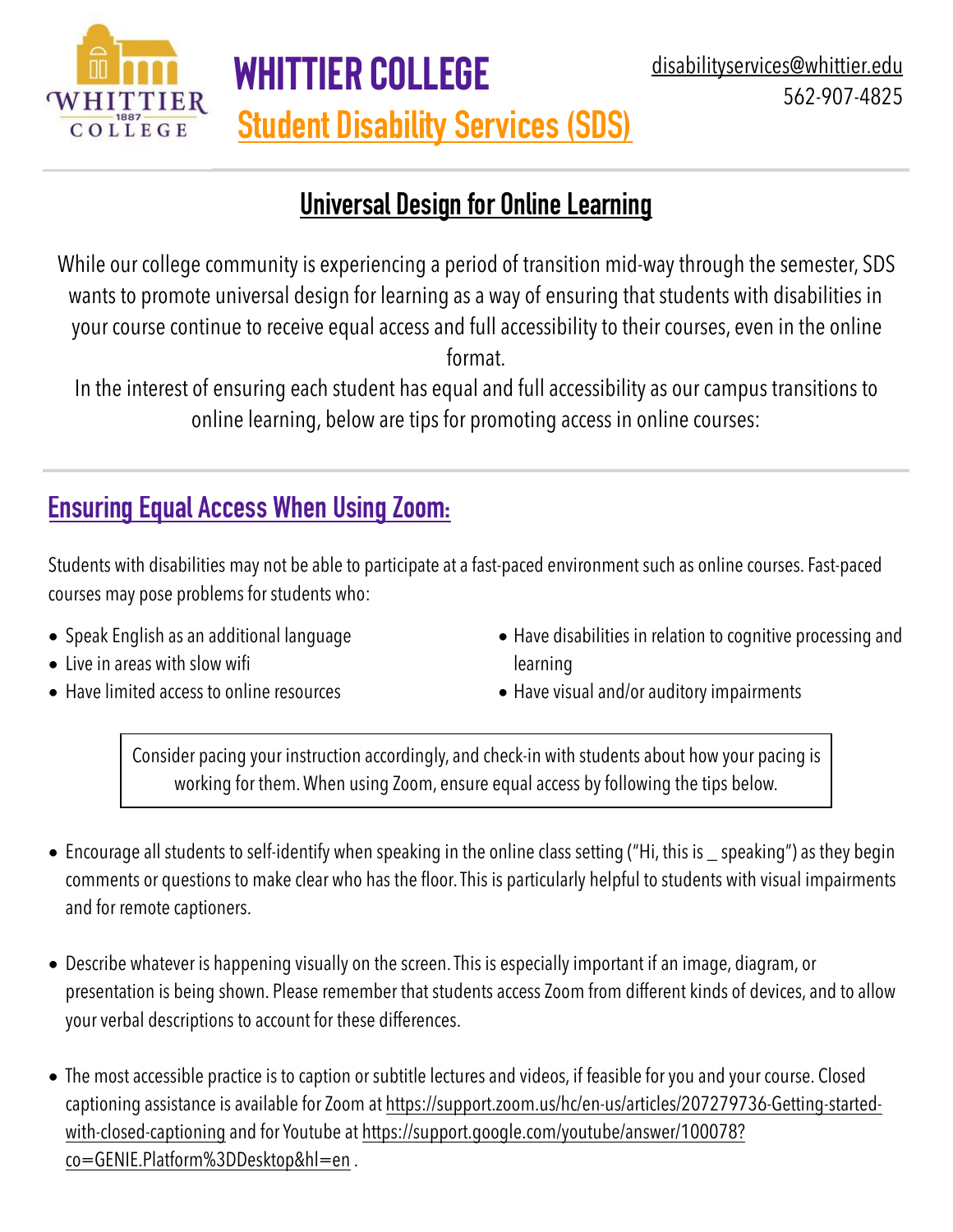# WHITTIER COLLEGE

## Student Disability Services (SDS)

disabilityservices@whittier.edu
562-907-4825

## Universal Design for Online Learning

While our college community is experiencing a period of transition mid-way through the semester, SDS wants to promote universal design for learning as a way of ensuring that students with disabilities in your course continue to receive equal access and full accessibility to their courses, even in the online format.

In the interest of ensuring each student has equal and full accessibility as our campus transitions to online learning, below are tips for promoting access in online courses:

## Ensuring Equal Access When Using Zoom:

Students with disabilities may not be able to participate at a fast-paced environment such as online courses. Fast-paced courses may pose problems for students who:

- Speak English as an additional language
- Live in areas with slow wifi
- Have limited access to online resources
- Have disabilities in relation to cognitive processing and learning
- Have visual and/or auditory impairments

> Consider pacing your instruction accordingly, and check-in with students about how your pacing is working for them. When using Zoom, ensure equal access by following the tips below.

- Encourage all students to self-identify when speaking in the online class setting ("Hi, this is _ speaking") as they begin comments or questions to make clear who has the floor. This is particularly helpful to students with visual impairments and for remote captioners.

- Describe whatever is happening visually on the screen. This is especially important if an image, diagram, or presentation is being shown. Please remember that students access Zoom from different kinds of devices, and to allow your verbal descriptions to account for these differences.

- The most accessible practice is to caption or subtitle lectures and videos, if feasible for you and your course. Closed captioning assistance is available for Zoom at https://support.zoom.us/hc/en-us/articles/207279736-Getting-started-with-closed-captioning and for Youtube at https://support.google.com/youtube/answer/100078?co=GENIE.Platform%3DDesktop&hl=en .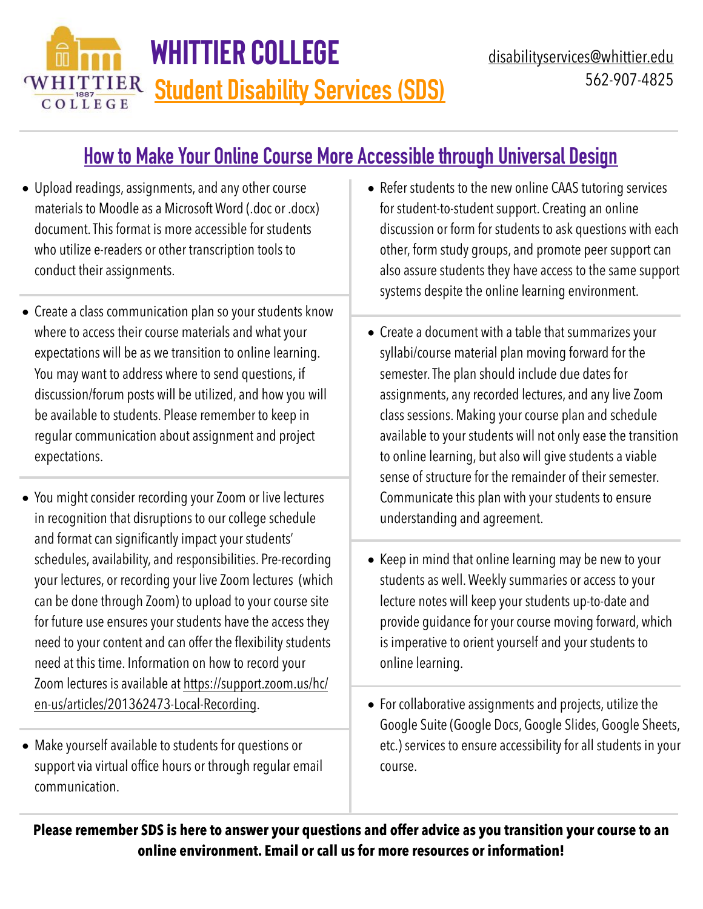# WHITTIER COLLEGE

## Student Disability Services (SDS)

disabilityservices@whittier.edu
562-907-4825

## How to Make Your Online Course More Accessible through Universal Design

- Upload readings, assignments, and any other course materials to Moodle as a Microsoft Word (.doc or .docx) document. This format is more accessible for students who utilize e-readers or other transcription tools to conduct their assignments.

- Create a class communication plan so your students know where to access their course materials and what your expectations will be as we transition to online learning. You may want to address where to send questions, if discussion/forum posts will be utilized, and how you will be available to students. Please remember to keep in regular communication about assignment and project expectations.

- You might consider recording your Zoom or live lectures in recognition that disruptions to our college schedule and format can significantly impact your students' schedules, availability, and responsibilities. Pre-recording your lectures, or recording your live Zoom lectures (which can be done through Zoom) to upload to your course site for future use ensures your students have the access they need to your content and can offer the flexibility students need at this time. Information on how to record your Zoom lectures is available at https://support.zoom.us/hc/en-us/articles/201362473-Local-Recording.

- Make yourself available to students for questions or support via virtual office hours or through regular email communication.

- Refer students to the new online CAAS tutoring services for student-to-student support. Creating an online discussion or form for students to ask questions with each other, form study groups, and promote peer support can also assure students they have access to the same support systems despite the online learning environment.

- Create a document with a table that summarizes your syllabi/course material plan moving forward for the semester. The plan should include due dates for assignments, any recorded lectures, and any live Zoom class sessions. Making your course plan and schedule available to your students will not only ease the transition to online learning, but also will give students a viable sense of structure for the remainder of their semester. Communicate this plan with your students to ensure understanding and agreement.

- Keep in mind that online learning may be new to your students as well. Weekly summaries or access to your lecture notes will keep your students up-to-date and provide guidance for your course moving forward, which is imperative to orient yourself and your students to online learning.

- For collaborative assignments and projects, utilize the Google Suite (Google Docs, Google Slides, Google Sheets, etc.) services to ensure accessibility for all students in your course.

**Please remember SDS is here to answer your questions and offer advice as you transition your course to an online environment. Email or call us for more resources or information!**